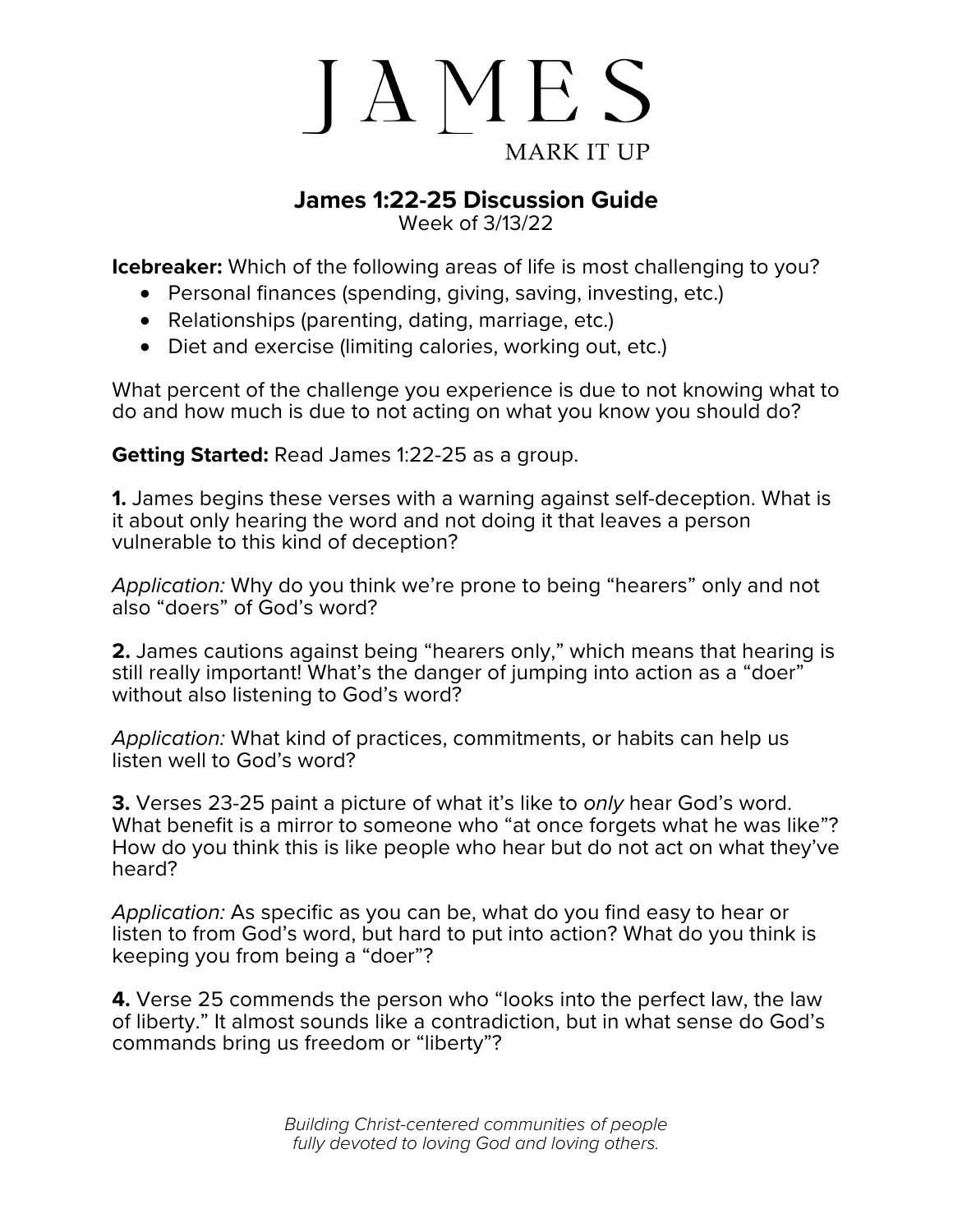# JAMES

MARK IT UP

## James 1:22-25 Discussion Guide

Week of 3/13/22

**Icebreaker:** Which of the following areas of life is most challenging to you?

- Personal finances (spending, giving, saving, investing, etc.)
- Relationships (parenting, dating, marriage, etc.)
- Diet and exercise (limiting calories, working out, etc.)

What percent of the challenge you experience is due to not knowing what to do and how much is due to not acting on what you know you should do?

**Getting Started:** Read James 1:22-25 as a group.

**1.** James begins these verses with a warning against self-deception. What is it about only hearing the word and not doing it that leaves a person vulnerable to this kind of deception?

*Application:* Why do you think we're prone to being "hearers" only and not also "doers" of God's word?

**2.** James cautions against being "hearers only," which means that hearing is still really important! What's the danger of jumping into action as a "doer" without also listening to God's word?

*Application:* What kind of practices, commitments, or habits can help us listen well to God's word?

**3.** Verses 23-25 paint a picture of what it's like to *only* hear God's word. What benefit is a mirror to someone who "at once forgets what he was like"? How do you think this is like people who hear but do not act on what they've heard?

*Application:* As specific as you can be, what do you find easy to hear or listen to from God's word, but hard to put into action? What do you think is keeping you from being a "doer"?

**4.** Verse 25 commends the person who "looks into the perfect law, the law of liberty." It almost sounds like a contradiction, but in what sense do God's commands bring us freedom or "liberty"?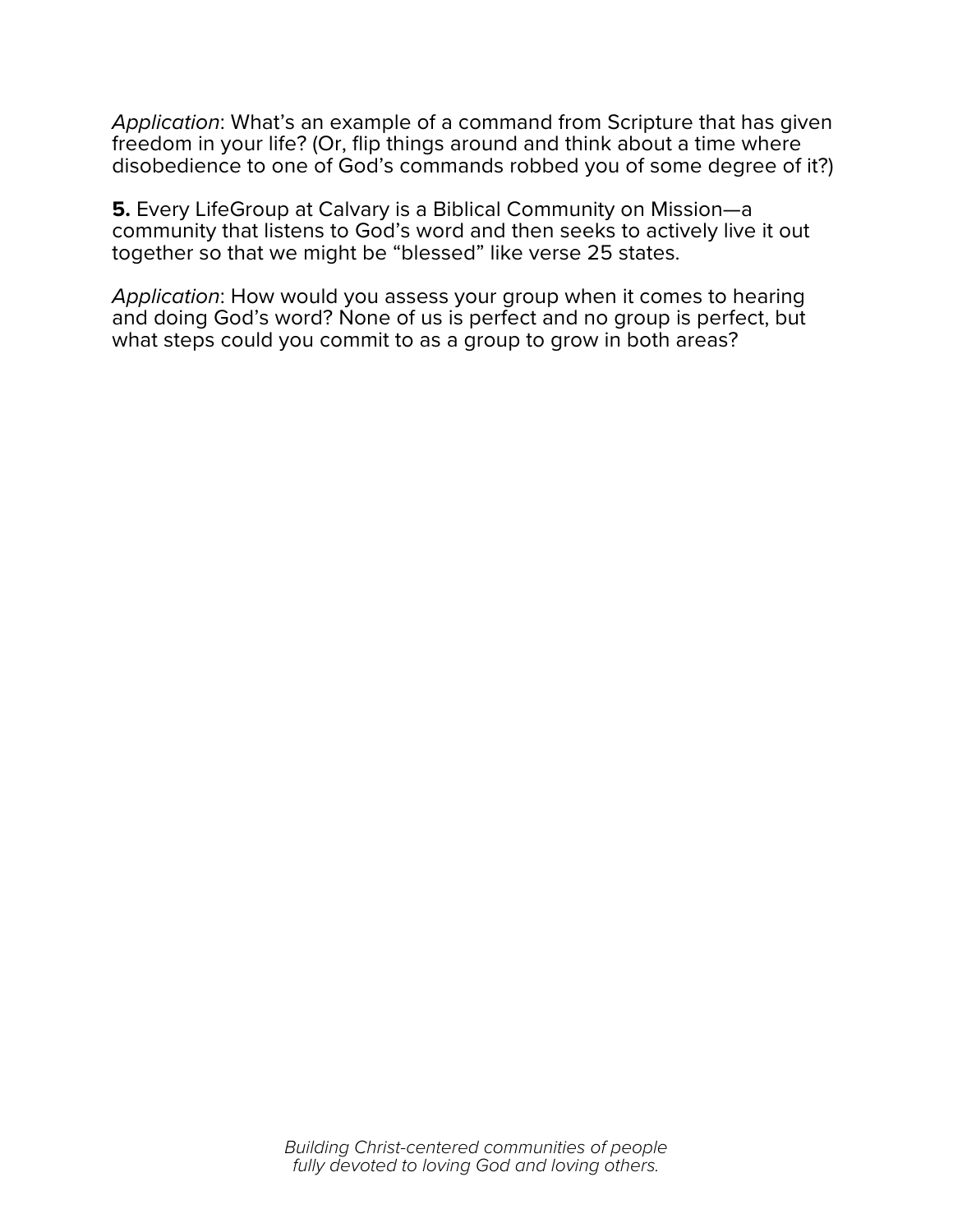*Application*: What's an example of a command from Scripture that has given freedom in your life? (Or, flip things around and think about a time where disobedience to one of God's commands robbed you of some degree of it?)

**5.** Every LifeGroup at Calvary is a Biblical Community on Mission—a community that listens to God's word and then seeks to actively live it out together so that we might be "blessed" like verse 25 states.

*Application*: How would you assess your group when it comes to hearing and doing God's word? None of us is perfect and no group is perfect, but what steps could you commit to as a group to grow in both areas?